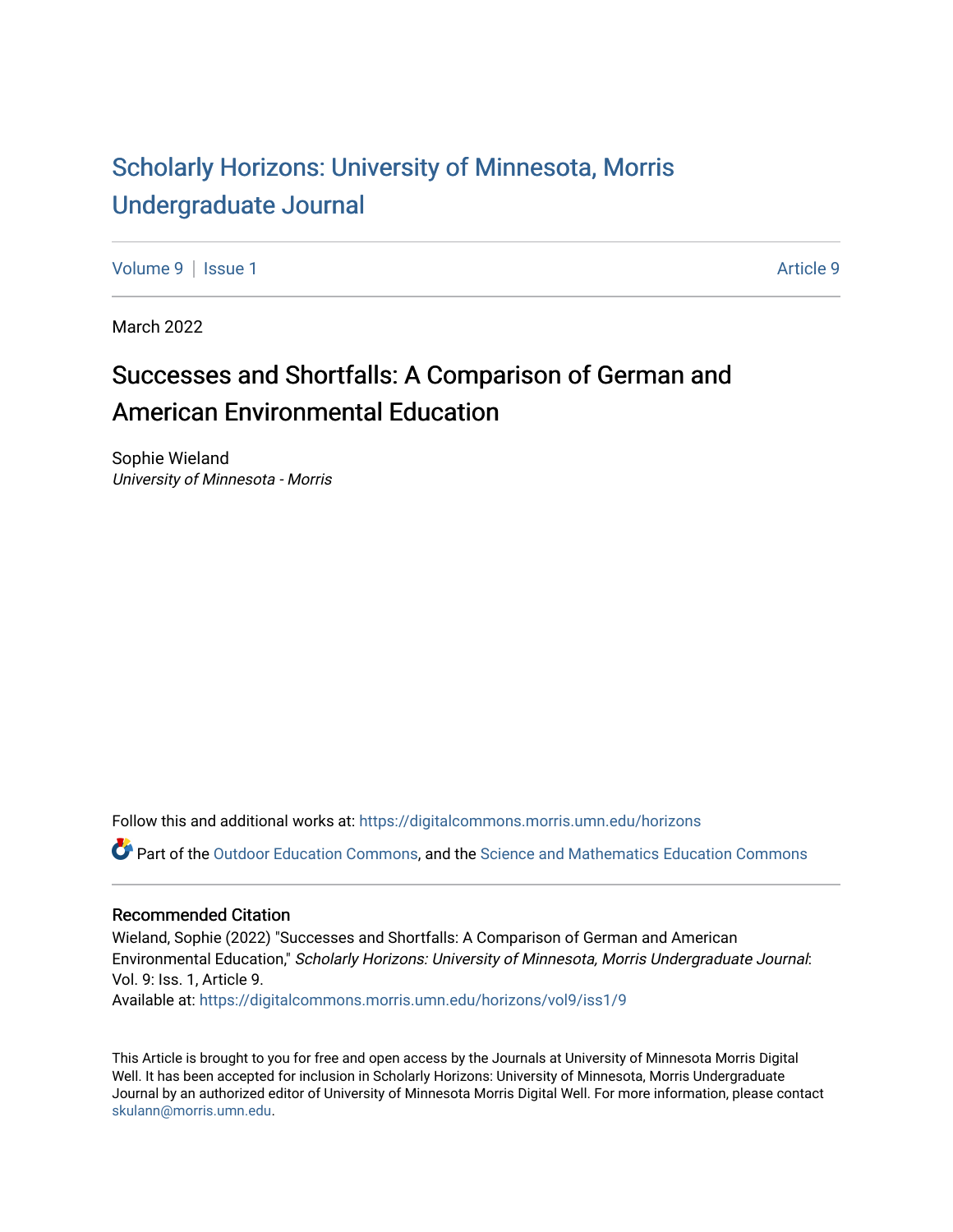# Scholarly Horizons: University of Minnesota, Morris Undergraduate Journal

Volume 9 | Issue 1 Article 9

March 2022

## Successes and Shortfalls: A Comparison of German and American Environmental Education

Sophie Wieland
*University of Minnesota - Morris*

Follow this and additional works at: https://digitalcommons.morris.umn.edu/horizons

Part of the Outdoor Education Commons, and the Science and Mathematics Education Commons

### Recommended Citation

Wieland, Sophie (2022) "Successes and Shortfalls: A Comparison of German and American Environmental Education," *Scholarly Horizons: University of Minnesota, Morris Undergraduate Journal*: Vol. 9: Iss. 1, Article 9.
Available at: https://digitalcommons.morris.umn.edu/horizons/vol9/iss1/9

This Article is brought to you for free and open access by the Journals at University of Minnesota Morris Digital Well. It has been accepted for inclusion in Scholarly Horizons: University of Minnesota, Morris Undergraduate Journal by an authorized editor of University of Minnesota Morris Digital Well. For more information, please contact skulann@morris.umn.edu.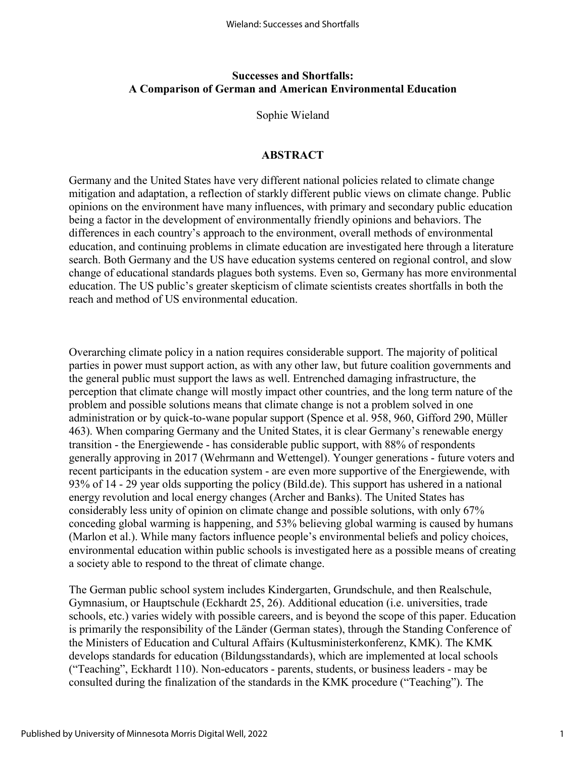**Successes and Shortfalls:**
**A Comparison of German and American Environmental Education**

Sophie Wieland

## ABSTRACT

Germany and the United States have very different national policies related to climate change mitigation and adaptation, a reflection of starkly different public views on climate change. Public opinions on the environment have many influences, with primary and secondary public education being a factor in the development of environmentally friendly opinions and behaviors. The differences in each country's approach to the environment, overall methods of environmental education, and continuing problems in climate education are investigated here through a literature search. Both Germany and the US have education systems centered on regional control, and slow change of educational standards plagues both systems. Even so, Germany has more environmental education. The US public's greater skepticism of climate scientists creates shortfalls in both the reach and method of US environmental education.

Overarching climate policy in a nation requires considerable support. The majority of political parties in power must support action, as with any other law, but future coalition governments and the general public must support the laws as well. Entrenched damaging infrastructure, the perception that climate change will mostly impact other countries, and the long term nature of the problem and possible solutions means that climate change is not a problem solved in one administration or by quick-to-wane popular support (Spence et al. 958, 960, Gifford 290, Müller 463). When comparing Germany and the United States, it is clear Germany's renewable energy transition - the Energiewende - has considerable public support, with 88% of respondents generally approving in 2017 (Wehrmann and Wettengel). Younger generations - future voters and recent participants in the education system - are even more supportive of the Energiewende, with 93% of 14 - 29 year olds supporting the policy (Bild.de). This support has ushered in a national energy revolution and local energy changes (Archer and Banks). The United States has considerably less unity of opinion on climate change and possible solutions, with only 67% conceding global warming is happening, and 53% believing global warming is caused by humans (Marlon et al.). While many factors influence people's environmental beliefs and policy choices, environmental education within public schools is investigated here as a possible means of creating a society able to respond to the threat of climate change.

The German public school system includes Kindergarten, Grundschule, and then Realschule, Gymnasium, or Hauptschule (Eckhardt 25, 26). Additional education (i.e. universities, trade schools, etc.) varies widely with possible careers, and is beyond the scope of this paper. Education is primarily the responsibility of the Länder (German states), through the Standing Conference of the Ministers of Education and Cultural Affairs (Kultusministerkonferenz, KMK). The KMK develops standards for education (Bildungsstandards), which are implemented at local schools ("Teaching", Eckhardt 110). Non-educators - parents, students, or business leaders - may be consulted during the finalization of the standards in the KMK procedure ("Teaching"). The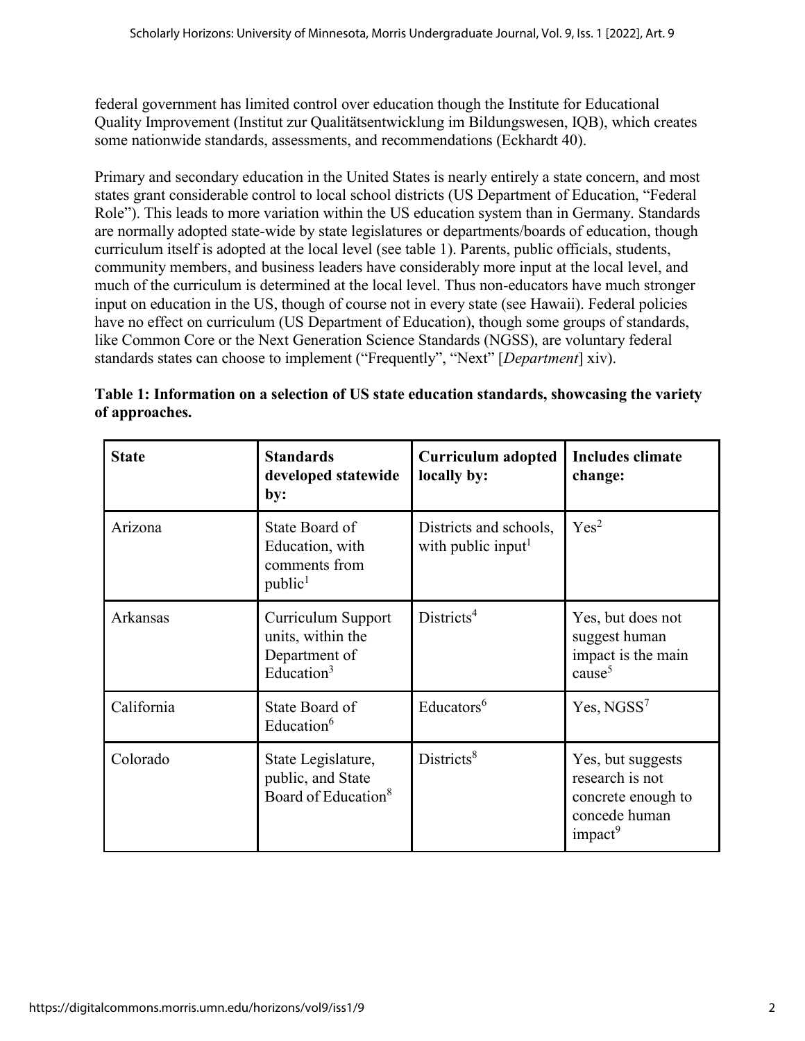federal government has limited control over education though the Institute for Educational Quality Improvement (Institut zur Qualitätsentwicklung im Bildungswesen, IQB), which creates some nationwide standards, assessments, and recommendations (Eckhardt 40).

Primary and secondary education in the United States is nearly entirely a state concern, and most states grant considerable control to local school districts (US Department of Education, "Federal Role"). This leads to more variation within the US education system than in Germany. Standards are normally adopted state-wide by state legislatures or departments/boards of education, though curriculum itself is adopted at the local level (see table 1). Parents, public officials, students, community members, and business leaders have considerably more input at the local level, and much of the curriculum is determined at the local level. Thus non-educators have much stronger input on education in the US, though of course not in every state (see Hawaii). Federal policies have no effect on curriculum (US Department of Education), though some groups of standards, like Common Core or the Next Generation Science Standards (NGSS), are voluntary federal standards states can choose to implement ("Frequently", "Next" [*Department*] xiv).

**Table 1: Information on a selection of US state education standards, showcasing the variety of approaches.**

| State | Standards developed statewide by: | Curriculum adopted locally by: | Includes climate change: |
|---|---|---|---|
| Arizona | State Board of Education, with comments from public[1] | Districts and schools, with public input[1] | Yes[2] |
| Arkansas | Curriculum Support units, within the Department of Education[3] | Districts[4] | Yes, but does not suggest human impact is the main cause[5] |
| California | State Board of Education[6] | Educators[6] | Yes, NGSS[7] |
| Colorado | State Legislature, public, and State Board of Education[8] | Districts[8] | Yes, but suggests research is not concrete enough to concede human impact[9] |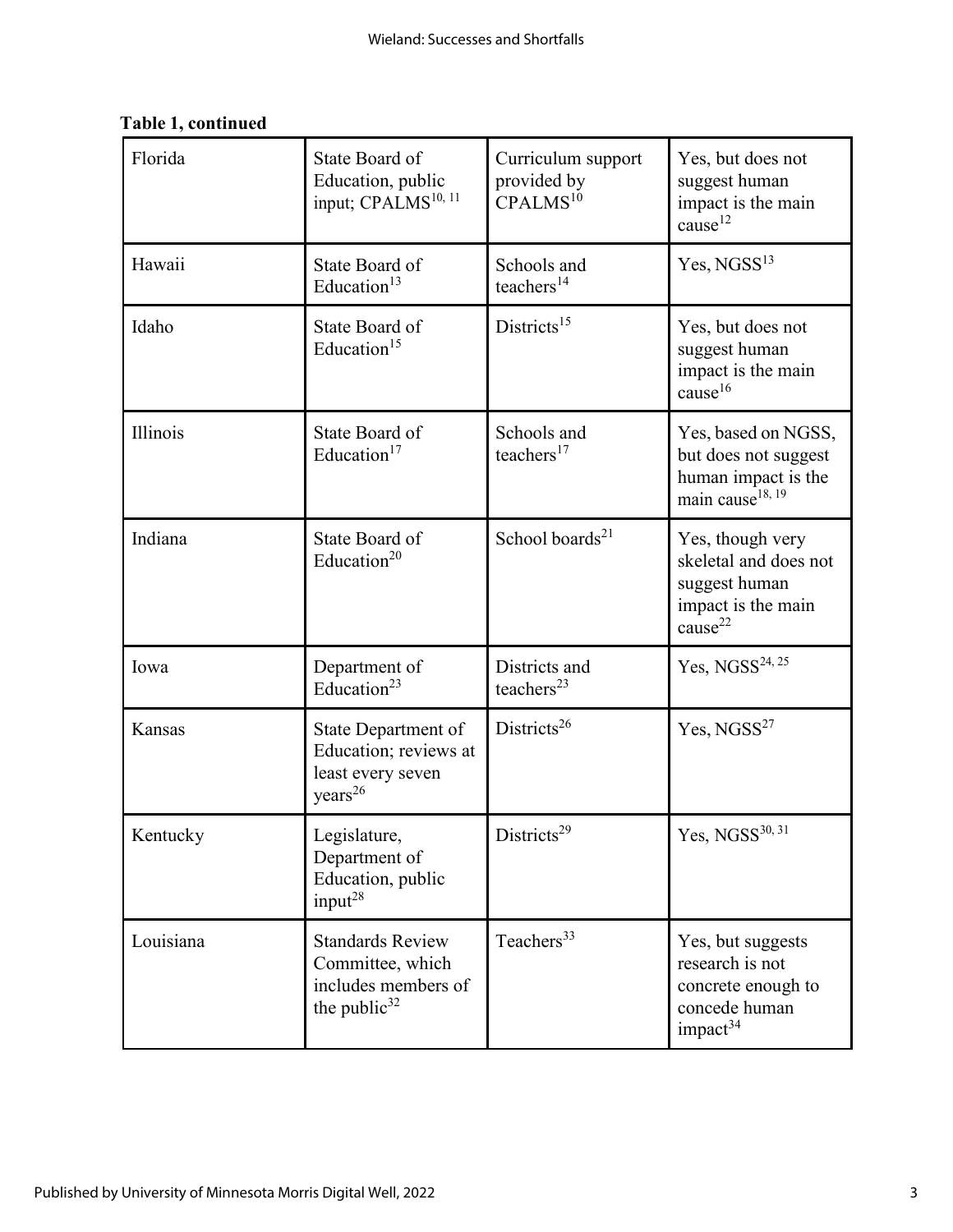**Table 1, continued**

| | | | |
|---|---|---|---|
| Florida | State Board of Education, public input; CPALMS[10, 11] | Curriculum support provided by CPALMS[10] | Yes, but does not suggest human impact is the main cause[12] |
| Hawaii | State Board of Education[13] | Schools and teachers[14] | Yes, NGSS[13] |
| Idaho | State Board of Education[15] | Districts[15] | Yes, but does not suggest human impact is the main cause[16] |
| Illinois | State Board of Education[17] | Schools and teachers[17] | Yes, based on NGSS, but does not suggest human impact is the main cause[18, 19] |
| Indiana | State Board of Education[20] | School boards[21] | Yes, though very skeletal and does not suggest human impact is the main cause[22] |
| Iowa | Department of Education[23] | Districts and teachers[23] | Yes, NGSS[24, 25] |
| Kansas | State Department of Education; reviews at least every seven years[26] | Districts[26] | Yes, NGSS[27] |
| Kentucky | Legislature, Department of Education, public input[28] | Districts[29] | Yes, NGSS[30, 31] |
| Louisiana | Standards Review Committee, which includes members of the public[32] | Teachers[33] | Yes, but suggests research is not concrete enough to concede human impact[34] |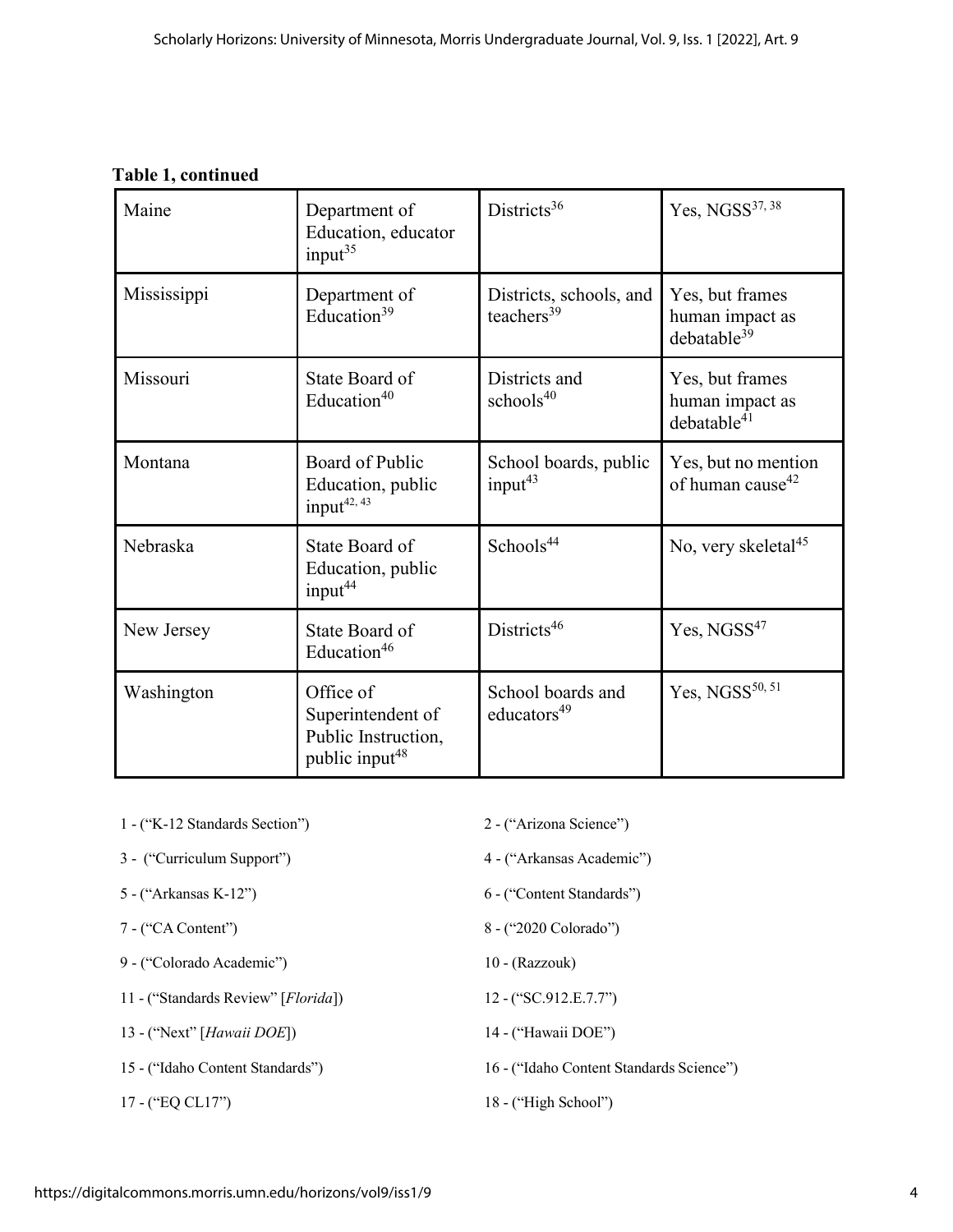**Table 1, continued**

| | | | |
|---|---|---|---|
| Maine | Department of Education, educator input[35] | Districts[36] | Yes, NGSS[37, 38] |
| Mississippi | Department of Education[39] | Districts, schools, and teachers[39] | Yes, but frames human impact as debatable[39] |
| Missouri | State Board of Education[40] | Districts and schools[40] | Yes, but frames human impact as debatable[41] |
| Montana | Board of Public Education, public input[42, 43] | School boards, public input[43] | Yes, but no mention of human cause[42] |
| Nebraska | State Board of Education, public input[44] | Schools[44] | No, very skeletal[45] |
| New Jersey | State Board of Education[46] | Districts[46] | Yes, NGSS[47] |
| Washington | Office of Superintendent of Public Instruction, public input[48] | School boards and educators[49] | Yes, NGSS[50, 51] |

1 - ("K-12 Standards Section")

2 - ("Arizona Science")

3 - ("Curriculum Support")

4 - ("Arkansas Academic")

5 - ("Arkansas K-12")

6 - ("Content Standards")

7 - ("CA Content")

8 - ("2020 Colorado")

9 - ("Colorado Academic")

10 - (Razzouk)

11 - ("Standards Review" [*Florida*])

12 - ("SC.912.E.7.7")

13 - ("Next" [*Hawaii DOE*])

14 - ("Hawaii DOE")

15 - ("Idaho Content Standards")

16 - ("Idaho Content Standards Science")

17 - ("EQ CL17")

18 - ("High School")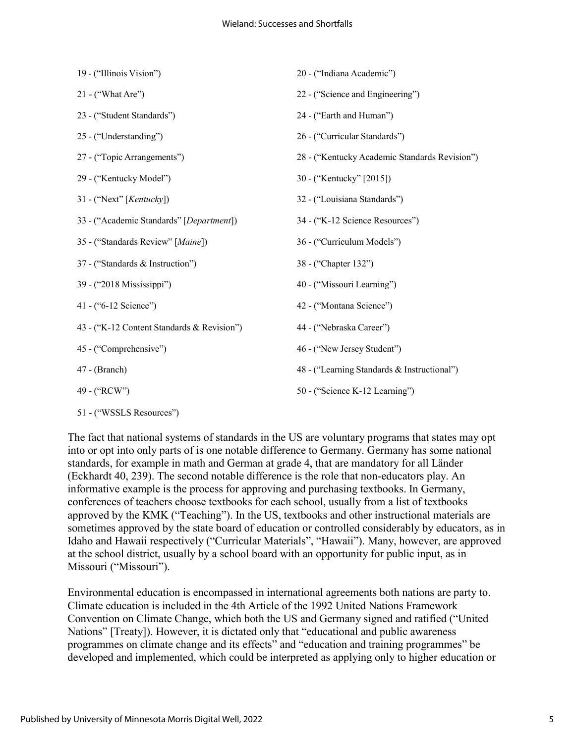19 - ("Illinois Vision")
20 - ("Indiana Academic")
21 - ("What Are")
22 - ("Science and Engineering")
23 - ("Student Standards")
24 - ("Earth and Human")
25 - ("Understanding")
26 - ("Curricular Standards")
27 - ("Topic Arrangements")
28 - ("Kentucky Academic Standards Revision")
29 - ("Kentucky Model")
30 - ("Kentucky" [2015])
31 - ("Next" [*Kentucky*])
32 - ("Louisiana Standards")
33 - ("Academic Standards" [*Department*])
34 - ("K-12 Science Resources")
35 - ("Standards Review" [*Maine*])
36 - ("Curriculum Models")
37 - ("Standards & Instruction")
38 - ("Chapter 132")
39 - ("2018 Mississippi")
40 - ("Missouri Learning")
41 - ("6-12 Science")
42 - ("Montana Science")
43 - ("K-12 Content Standards & Revision")
44 - ("Nebraska Career")
45 - ("Comprehensive")
46 - ("New Jersey Student")
47 - (Branch)
48 - ("Learning Standards & Instructional")
49 - ("RCW")
50 - ("Science K-12 Learning")
51 - ("WSSLS Resources")

The fact that national systems of standards in the US are voluntary programs that states may opt into or opt into only parts of is one notable difference to Germany. Germany has some national standards, for example in math and German at grade 4, that are mandatory for all Länder (Eckhardt 40, 239). The second notable difference is the role that non-educators play. An informative example is the process for approving and purchasing textbooks. In Germany, conferences of teachers choose textbooks for each school, usually from a list of textbooks approved by the KMK ("Teaching"). In the US, textbooks and other instructional materials are sometimes approved by the state board of education or controlled considerably by educators, as in Idaho and Hawaii respectively ("Curricular Materials", "Hawaii"). Many, however, are approved at the school district, usually by a school board with an opportunity for public input, as in Missouri ("Missouri").

Environmental education is encompassed in international agreements both nations are party to. Climate education is included in the 4th Article of the 1992 United Nations Framework Convention on Climate Change, which both the US and Germany signed and ratified ("United Nations" [Treaty]). However, it is dictated only that "educational and public awareness programmes on climate change and its effects" and "education and training programmes" be developed and implemented, which could be interpreted as applying only to higher education or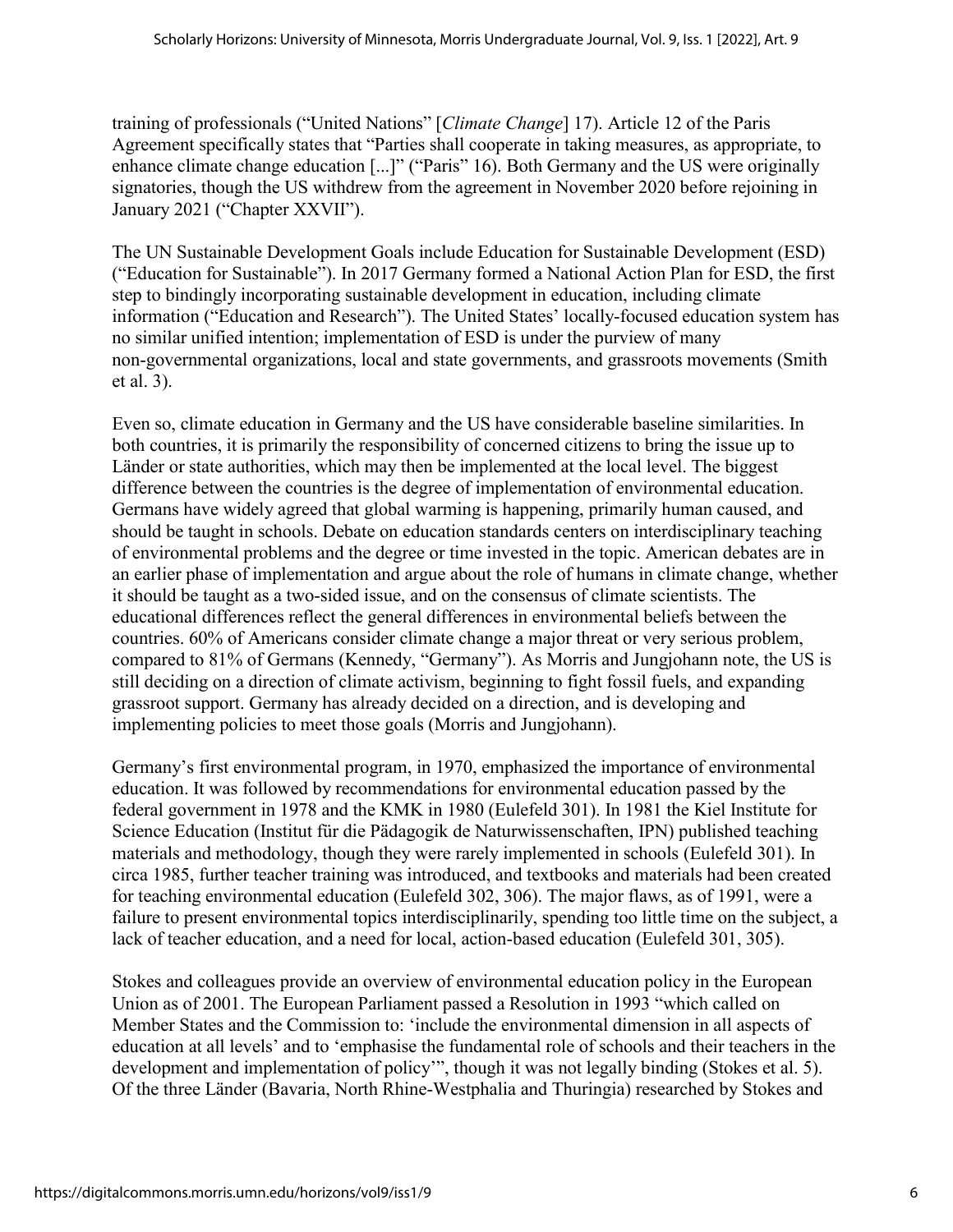training of professionals ("United Nations" [*Climate Change*] 17). Article 12 of the Paris Agreement specifically states that "Parties shall cooperate in taking measures, as appropriate, to enhance climate change education [...]" ("Paris" 16). Both Germany and the US were originally signatories, though the US withdrew from the agreement in November 2020 before rejoining in January 2021 ("Chapter XXVII").

The UN Sustainable Development Goals include Education for Sustainable Development (ESD) ("Education for Sustainable"). In 2017 Germany formed a National Action Plan for ESD, the first step to bindingly incorporating sustainable development in education, including climate information ("Education and Research"). The United States' locally-focused education system has no similar unified intention; implementation of ESD is under the purview of many non-governmental organizations, local and state governments, and grassroots movements (Smith et al. 3).

Even so, climate education in Germany and the US have considerable baseline similarities. In both countries, it is primarily the responsibility of concerned citizens to bring the issue up to Länder or state authorities, which may then be implemented at the local level. The biggest difference between the countries is the degree of implementation of environmental education. Germans have widely agreed that global warming is happening, primarily human caused, and should be taught in schools. Debate on education standards centers on interdisciplinary teaching of environmental problems and the degree or time invested in the topic. American debates are in an earlier phase of implementation and argue about the role of humans in climate change, whether it should be taught as a two-sided issue, and on the consensus of climate scientists. The educational differences reflect the general differences in environmental beliefs between the countries. 60% of Americans consider climate change a major threat or very serious problem, compared to 81% of Germans (Kennedy, "Germany"). As Morris and Jungjohann note, the US is still deciding on a direction of climate activism, beginning to fight fossil fuels, and expanding grassroot support. Germany has already decided on a direction, and is developing and implementing policies to meet those goals (Morris and Jungjohann).

Germany's first environmental program, in 1970, emphasized the importance of environmental education. It was followed by recommendations for environmental education passed by the federal government in 1978 and the KMK in 1980 (Eulefeld 301). In 1981 the Kiel Institute for Science Education (Institut für die Pädagogik de Naturwissenschaften, IPN) published teaching materials and methodology, though they were rarely implemented in schools (Eulefeld 301). In circa 1985, further teacher training was introduced, and textbooks and materials had been created for teaching environmental education (Eulefeld 302, 306). The major flaws, as of 1991, were a failure to present environmental topics interdisciplinarily, spending too little time on the subject, a lack of teacher education, and a need for local, action-based education (Eulefeld 301, 305).

Stokes and colleagues provide an overview of environmental education policy in the European Union as of 2001. The European Parliament passed a Resolution in 1993 "which called on Member States and the Commission to: 'include the environmental dimension in all aspects of education at all levels' and to 'emphasise the fundamental role of schools and their teachers in the development and implementation of policy'", though it was not legally binding (Stokes et al. 5). Of the three Länder (Bavaria, North Rhine-Westphalia and Thuringia) researched by Stokes and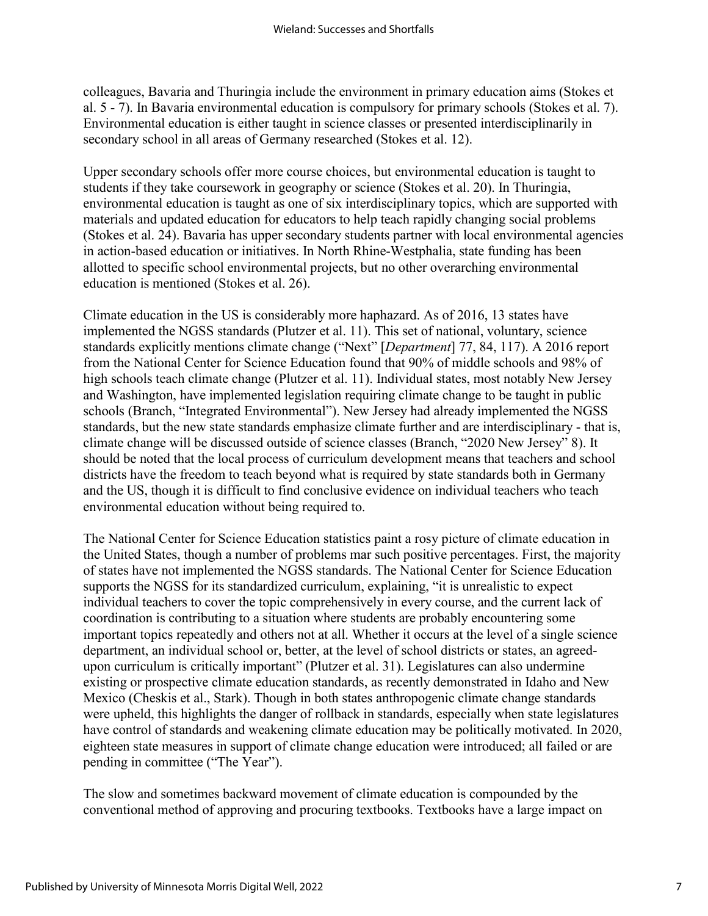colleagues, Bavaria and Thuringia include the environment in primary education aims (Stokes et al. 5 - 7). In Bavaria environmental education is compulsory for primary schools (Stokes et al. 7). Environmental education is either taught in science classes or presented interdisciplinarily in secondary school in all areas of Germany researched (Stokes et al. 12).

Upper secondary schools offer more course choices, but environmental education is taught to students if they take coursework in geography or science (Stokes et al. 20). In Thuringia, environmental education is taught as one of six interdisciplinary topics, which are supported with materials and updated education for educators to help teach rapidly changing social problems (Stokes et al. 24). Bavaria has upper secondary students partner with local environmental agencies in action-based education or initiatives. In North Rhine-Westphalia, state funding has been allotted to specific school environmental projects, but no other overarching environmental education is mentioned (Stokes et al. 26).

Climate education in the US is considerably more haphazard. As of 2016, 13 states have implemented the NGSS standards (Plutzer et al. 11). This set of national, voluntary, science standards explicitly mentions climate change ("Next" [*Department*] 77, 84, 117). A 2016 report from the National Center for Science Education found that 90% of middle schools and 98% of high schools teach climate change (Plutzer et al. 11). Individual states, most notably New Jersey and Washington, have implemented legislation requiring climate change to be taught in public schools (Branch, "Integrated Environmental"). New Jersey had already implemented the NGSS standards, but the new state standards emphasize climate further and are interdisciplinary - that is, climate change will be discussed outside of science classes (Branch, "2020 New Jersey" 8). It should be noted that the local process of curriculum development means that teachers and school districts have the freedom to teach beyond what is required by state standards both in Germany and the US, though it is difficult to find conclusive evidence on individual teachers who teach environmental education without being required to.

The National Center for Science Education statistics paint a rosy picture of climate education in the United States, though a number of problems mar such positive percentages. First, the majority of states have not implemented the NGSS standards. The National Center for Science Education supports the NGSS for its standardized curriculum, explaining, "it is unrealistic to expect individual teachers to cover the topic comprehensively in every course, and the current lack of coordination is contributing to a situation where students are probably encountering some important topics repeatedly and others not at all. Whether it occurs at the level of a single science department, an individual school or, better, at the level of school districts or states, an agreed-upon curriculum is critically important" (Plutzer et al. 31). Legislatures can also undermine existing or prospective climate education standards, as recently demonstrated in Idaho and New Mexico (Cheskis et al., Stark). Though in both states anthropogenic climate change standards were upheld, this highlights the danger of rollback in standards, especially when state legislatures have control of standards and weakening climate education may be politically motivated. In 2020, eighteen state measures in support of climate change education were introduced; all failed or are pending in committee ("The Year").

The slow and sometimes backward movement of climate education is compounded by the conventional method of approving and procuring textbooks. Textbooks have a large impact on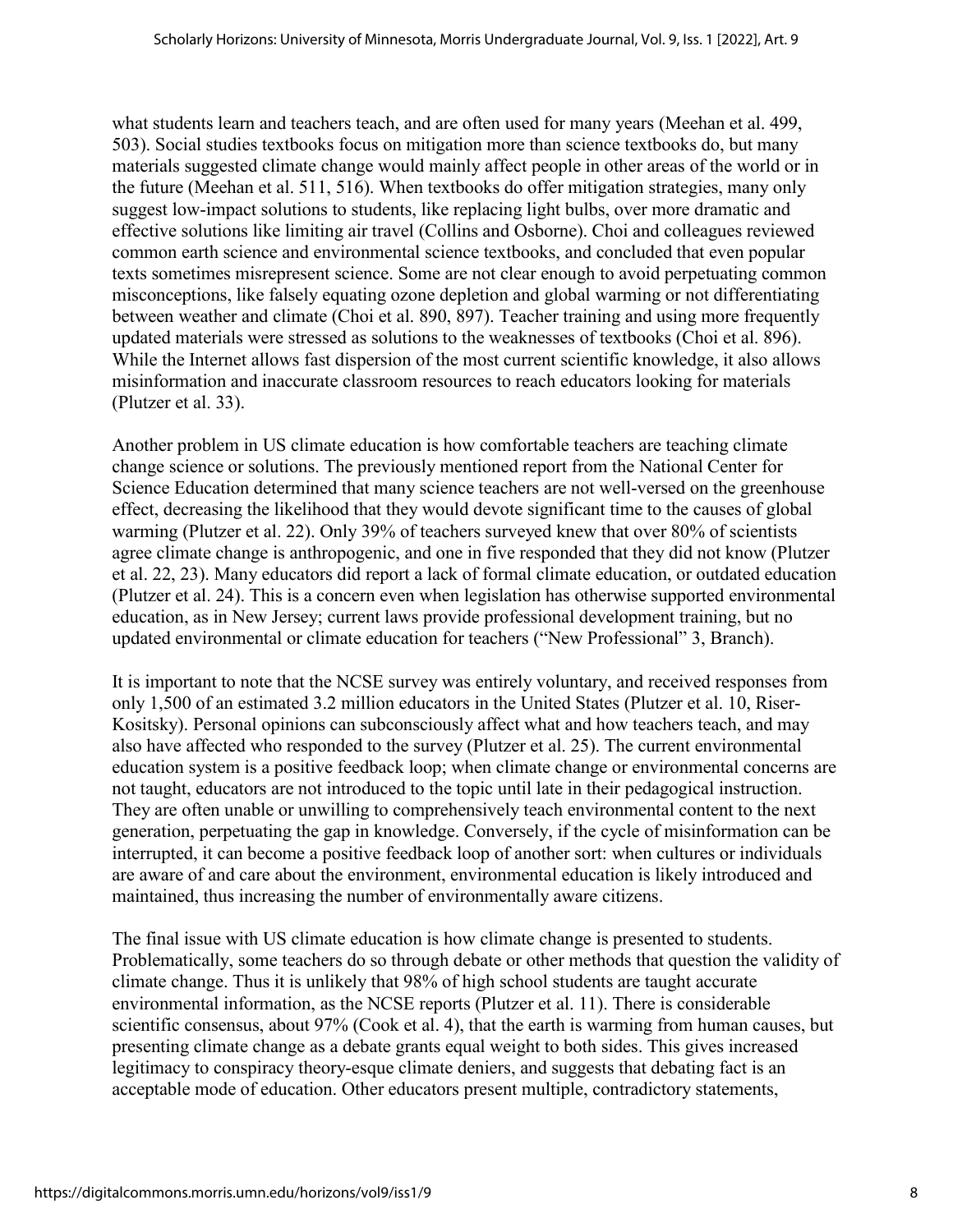what students learn and teachers teach, and are often used for many years (Meehan et al. 499, 503). Social studies textbooks focus on mitigation more than science textbooks do, but many materials suggested climate change would mainly affect people in other areas of the world or in the future (Meehan et al. 511, 516). When textbooks do offer mitigation strategies, many only suggest low-impact solutions to students, like replacing light bulbs, over more dramatic and effective solutions like limiting air travel (Collins and Osborne). Choi and colleagues reviewed common earth science and environmental science textbooks, and concluded that even popular texts sometimes misrepresent science. Some are not clear enough to avoid perpetuating common misconceptions, like falsely equating ozone depletion and global warming or not differentiating between weather and climate (Choi et al. 890, 897). Teacher training and using more frequently updated materials were stressed as solutions to the weaknesses of textbooks (Choi et al. 896). While the Internet allows fast dispersion of the most current scientific knowledge, it also allows misinformation and inaccurate classroom resources to reach educators looking for materials (Plutzer et al. 33).

Another problem in US climate education is how comfortable teachers are teaching climate change science or solutions. The previously mentioned report from the National Center for Science Education determined that many science teachers are not well-versed on the greenhouse effect, decreasing the likelihood that they would devote significant time to the causes of global warming (Plutzer et al. 22). Only 39% of teachers surveyed knew that over 80% of scientists agree climate change is anthropogenic, and one in five responded that they did not know (Plutzer et al. 22, 23). Many educators did report a lack of formal climate education, or outdated education (Plutzer et al. 24). This is a concern even when legislation has otherwise supported environmental education, as in New Jersey; current laws provide professional development training, but no updated environmental or climate education for teachers ("New Professional" 3, Branch).

It is important to note that the NCSE survey was entirely voluntary, and received responses from only 1,500 of an estimated 3.2 million educators in the United States (Plutzer et al. 10, Riser-Kositsky). Personal opinions can subconsciously affect what and how teachers teach, and may also have affected who responded to the survey (Plutzer et al. 25). The current environmental education system is a positive feedback loop; when climate change or environmental concerns are not taught, educators are not introduced to the topic until late in their pedagogical instruction. They are often unable or unwilling to comprehensively teach environmental content to the next generation, perpetuating the gap in knowledge. Conversely, if the cycle of misinformation can be interrupted, it can become a positive feedback loop of another sort: when cultures or individuals are aware of and care about the environment, environmental education is likely introduced and maintained, thus increasing the number of environmentally aware citizens.

The final issue with US climate education is how climate change is presented to students. Problematically, some teachers do so through debate or other methods that question the validity of climate change. Thus it is unlikely that 98% of high school students are taught accurate environmental information, as the NCSE reports (Plutzer et al. 11). There is considerable scientific consensus, about 97% (Cook et al. 4), that the earth is warming from human causes, but presenting climate change as a debate grants equal weight to both sides. This gives increased legitimacy to conspiracy theory-esque climate deniers, and suggests that debating fact is an acceptable mode of education. Other educators present multiple, contradictory statements,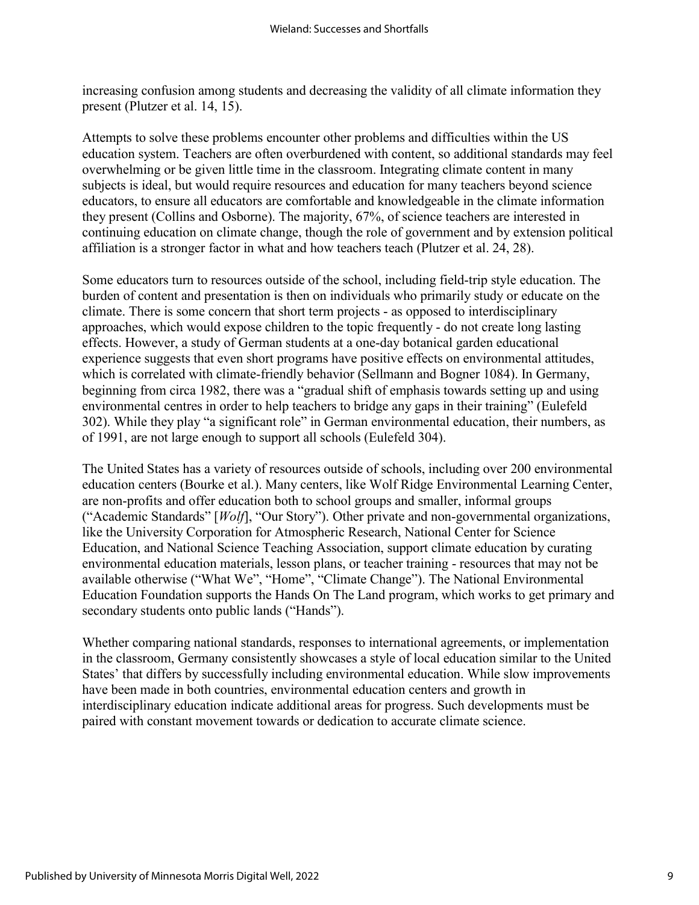increasing confusion among students and decreasing the validity of all climate information they present (Plutzer et al. 14, 15).

Attempts to solve these problems encounter other problems and difficulties within the US education system. Teachers are often overburdened with content, so additional standards may feel overwhelming or be given little time in the classroom. Integrating climate content in many subjects is ideal, but would require resources and education for many teachers beyond science educators, to ensure all educators are comfortable and knowledgeable in the climate information they present (Collins and Osborne). The majority, 67%, of science teachers are interested in continuing education on climate change, though the role of government and by extension political affiliation is a stronger factor in what and how teachers teach (Plutzer et al. 24, 28).

Some educators turn to resources outside of the school, including field-trip style education. The burden of content and presentation is then on individuals who primarily study or educate on the climate. There is some concern that short term projects - as opposed to interdisciplinary approaches, which would expose children to the topic frequently - do not create long lasting effects. However, a study of German students at a one-day botanical garden educational experience suggests that even short programs have positive effects on environmental attitudes, which is correlated with climate-friendly behavior (Sellmann and Bogner 1084). In Germany, beginning from circa 1982, there was a "gradual shift of emphasis towards setting up and using environmental centres in order to help teachers to bridge any gaps in their training" (Eulefeld 302). While they play "a significant role" in German environmental education, their numbers, as of 1991, are not large enough to support all schools (Eulefeld 304).

The United States has a variety of resources outside of schools, including over 200 environmental education centers (Bourke et al.). Many centers, like Wolf Ridge Environmental Learning Center, are non-profits and offer education both to school groups and smaller, informal groups ("Academic Standards" [*Wolf*], "Our Story"). Other private and non-governmental organizations, like the University Corporation for Atmospheric Research, National Center for Science Education, and National Science Teaching Association, support climate education by curating environmental education materials, lesson plans, or teacher training - resources that may not be available otherwise ("What We", "Home", "Climate Change"). The National Environmental Education Foundation supports the Hands On The Land program, which works to get primary and secondary students onto public lands ("Hands").

Whether comparing national standards, responses to international agreements, or implementation in the classroom, Germany consistently showcases a style of local education similar to the United States' that differs by successfully including environmental education. While slow improvements have been made in both countries, environmental education centers and growth in interdisciplinary education indicate additional areas for progress. Such developments must be paired with constant movement towards or dedication to accurate climate science.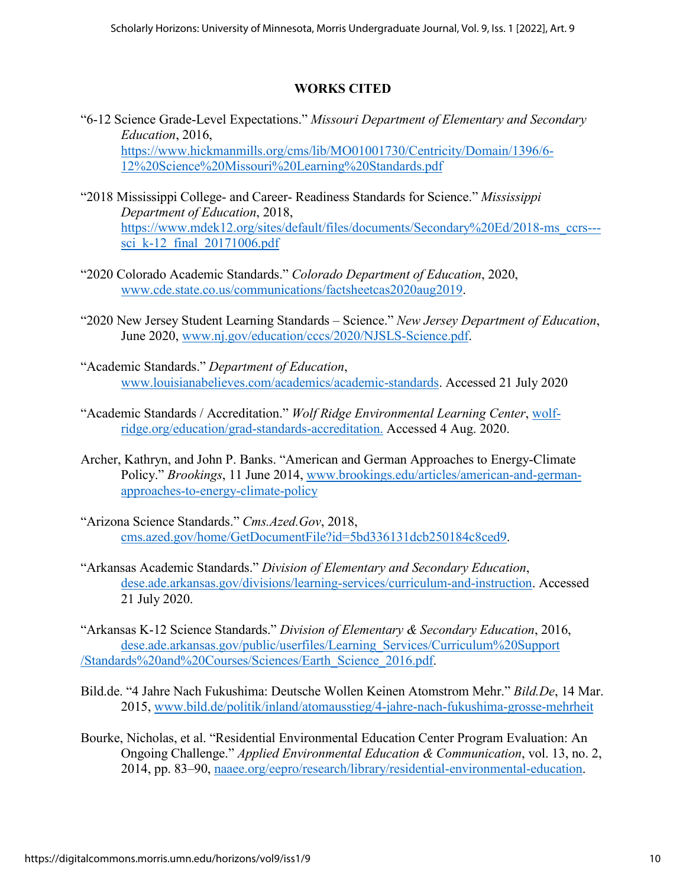## WORKS CITED

"6-12 Science Grade-Level Expectations." *Missouri Department of Elementary and Secondary Education*, 2016, https://www.hickmanmills.org/cms/lib/MO01001730/Centricity/Domain/1396/6-12%20Science%20Missouri%20Learning%20Standards.pdf

"2018 Mississippi College- and Career- Readiness Standards for Science." *Mississippi Department of Education*, 2018, https://www.mdek12.org/sites/default/files/documents/Secondary%20Ed/2018-ms_ccrs---sci_k-12_final_20171006.pdf

"2020 Colorado Academic Standards." *Colorado Department of Education*, 2020, www.cde.state.co.us/communications/factsheetcas2020aug2019.

"2020 New Jersey Student Learning Standards – Science." *New Jersey Department of Education*, June 2020, www.nj.gov/education/cccs/2020/NJSLS-Science.pdf.

"Academic Standards." *Department of Education*, www.louisianabelieves.com/academics/academic-standards. Accessed 21 July 2020

"Academic Standards / Accreditation." *Wolf Ridge Environmental Learning Center*, wolf-ridge.org/education/grad-standards-accreditation. Accessed 4 Aug. 2020.

Archer, Kathryn, and John P. Banks. "American and German Approaches to Energy-Climate Policy." *Brookings*, 11 June 2014, www.brookings.edu/articles/american-and-german-approaches-to-energy-climate-policy

"Arizona Science Standards." *Cms.Azed.Gov*, 2018, cms.azed.gov/home/GetDocumentFile?id=5bd336131dcb250184c8ced9.

"Arkansas Academic Standards." *Division of Elementary and Secondary Education*, dese.ade.arkansas.gov/divisions/learning-services/curriculum-and-instruction. Accessed 21 July 2020.

"Arkansas K-12 Science Standards." *Division of Elementary & Secondary Education*, 2016, dese.ade.arkansas.gov/public/userfiles/Learning_Services/Curriculum%20Support/Standards%20and%20Courses/Sciences/Earth_Science_2016.pdf.

Bild.de. "4 Jahre Nach Fukushima: Deutsche Wollen Keinen Atomstrom Mehr." *Bild.De*, 14 Mar. 2015, www.bild.de/politik/inland/atomausstieg/4-jahre-nach-fukushima-grosse-mehrheit

Bourke, Nicholas, et al. "Residential Environmental Education Center Program Evaluation: An Ongoing Challenge." *Applied Environmental Education & Communication*, vol. 13, no. 2, 2014, pp. 83–90, naaee.org/eepro/research/library/residential-environmental-education.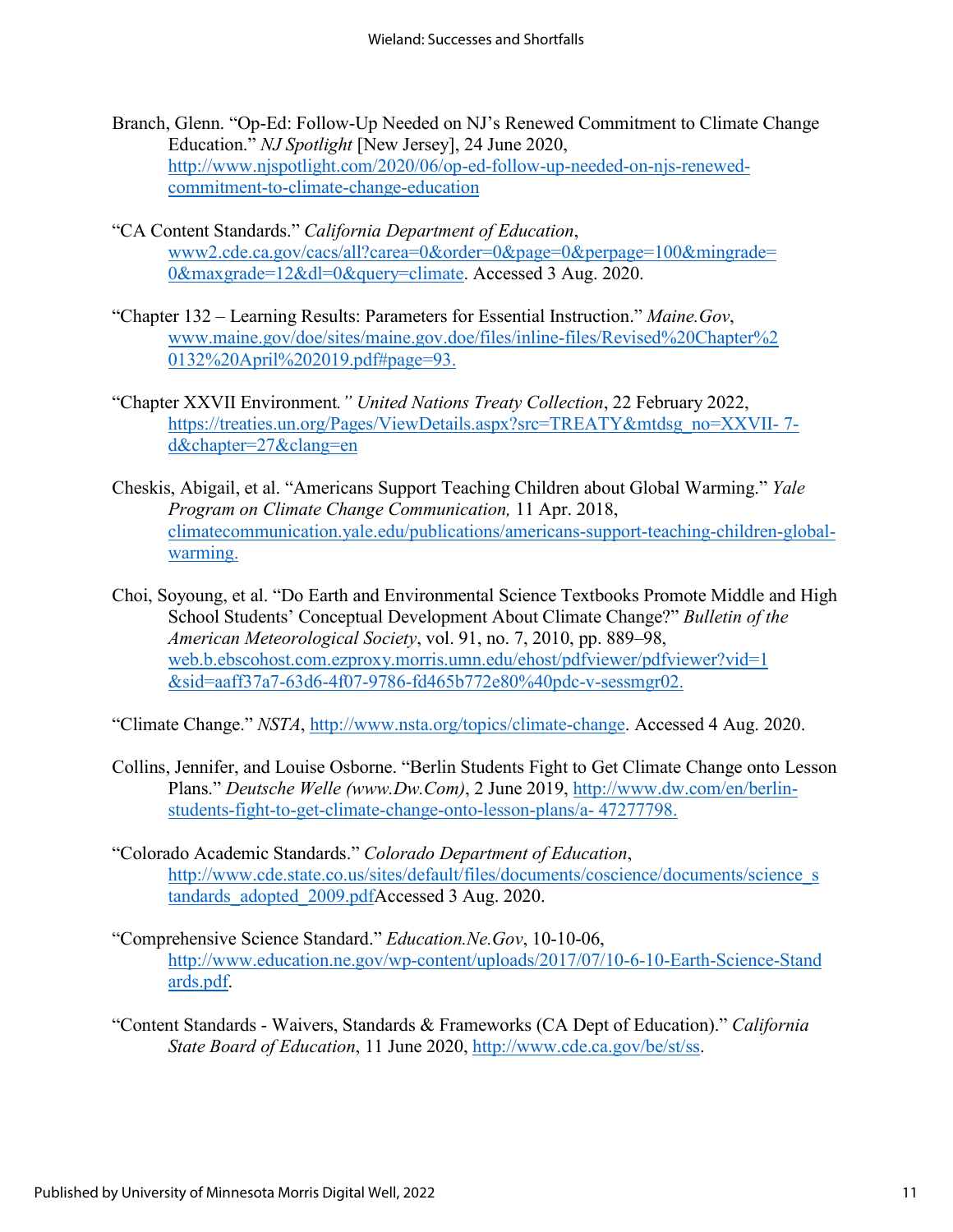Branch, Glenn. "Op-Ed: Follow-Up Needed on NJ's Renewed Commitment to Climate Change Education." *NJ Spotlight* [New Jersey], 24 June 2020, http://www.njspotlight.com/2020/06/op-ed-follow-up-needed-on-njs-renewed-commitment-to-climate-change-education

"CA Content Standards." *California Department of Education*, www2.cde.ca.gov/cacs/all?carea=0&order=0&page=0&perpage=100&mingrade=0&maxgrade=12&dl=0&query=climate. Accessed 3 Aug. 2020.

"Chapter 132 – Learning Results: Parameters for Essential Instruction." *Maine.Gov*, www.maine.gov/doe/sites/maine.gov.doe/files/inline-files/Revised%20Chapter%20132%20April%202019.pdf#page=93.

"Chapter XXVII Environment*." United Nations Treaty Collection*, 22 February 2022, https://treaties.un.org/Pages/ViewDetails.aspx?src=TREATY&mtdsg_no=XXVII- 7-d&chapter=27&clang=en

Cheskis, Abigail, et al. "Americans Support Teaching Children about Global Warming." *Yale Program on Climate Change Communication,* 11 Apr. 2018, climatecommunication.yale.edu/publications/americans-support-teaching-children-global-warming.

Choi, Soyoung, et al. "Do Earth and Environmental Science Textbooks Promote Middle and High School Students' Conceptual Development About Climate Change?" *Bulletin of the American Meteorological Society*, vol. 91, no. 7, 2010, pp. 889–98, web.b.ebscohost.com.ezproxy.morris.umn.edu/ehost/pdfviewer/pdfviewer?vid=1&sid=aaff37a7-63d6-4f07-9786-fd465b772e80%40pdc-v-sessmgr02.

"Climate Change." *NSTA*, http://www.nsta.org/topics/climate-change. Accessed 4 Aug. 2020.

Collins, Jennifer, and Louise Osborne. "Berlin Students Fight to Get Climate Change onto Lesson Plans." *Deutsche Welle (www.Dw.Com)*, 2 June 2019, http://www.dw.com/en/berlin-students-fight-to-get-climate-change-onto-lesson-plans/a- 47277798.

"Colorado Academic Standards." *Colorado Department of Education*, http://www.cde.state.co.us/sites/default/files/documents/coscience/documents/science_standards_adopted_2009.pdfAccessed 3 Aug. 2020.

"Comprehensive Science Standard." *Education.Ne.Gov*, 10-10-06, http://www.education.ne.gov/wp-content/uploads/2017/07/10-6-10-Earth-Science-Standards.pdf.

"Content Standards - Waivers, Standards & Frameworks (CA Dept of Education)." *California State Board of Education*, 11 June 2020, http://www.cde.ca.gov/be/st/ss.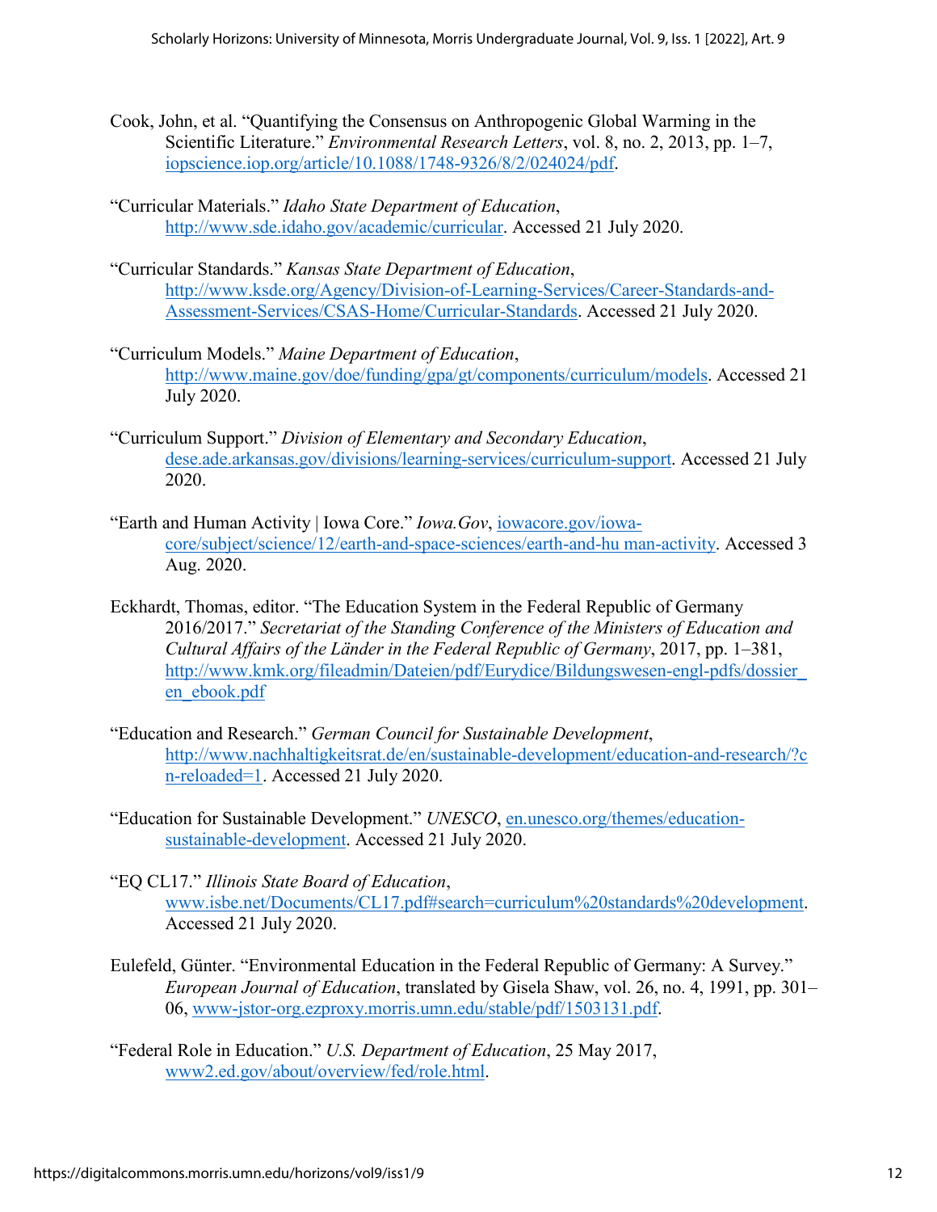Cook, John, et al. "Quantifying the Consensus on Anthropogenic Global Warming in the Scientific Literature." *Environmental Research Letters*, vol. 8, no. 2, 2013, pp. 1–7, iopscience.iop.org/article/10.1088/1748-9326/8/2/024024/pdf.

"Curricular Materials." *Idaho State Department of Education*, http://www.sde.idaho.gov/academic/curricular. Accessed 21 July 2020.

"Curricular Standards." *Kansas State Department of Education*, http://www.ksde.org/Agency/Division-of-Learning-Services/Career-Standards-and-Assessment-Services/CSAS-Home/Curricular-Standards. Accessed 21 July 2020.

"Curriculum Models." *Maine Department of Education*, http://www.maine.gov/doe/funding/gpa/gt/components/curriculum/models. Accessed 21 July 2020.

"Curriculum Support." *Division of Elementary and Secondary Education*, dese.ade.arkansas.gov/divisions/learning-services/curriculum-support. Accessed 21 July 2020.

"Earth and Human Activity | Iowa Core." *Iowa.Gov*, iowacore.gov/iowa-core/subject/science/12/earth-and-space-sciences/earth-and-hu man-activity. Accessed 3 Aug. 2020.

Eckhardt, Thomas, editor. "The Education System in the Federal Republic of Germany 2016/2017." *Secretariat of the Standing Conference of the Ministers of Education and Cultural Affairs of the Länder in the Federal Republic of Germany*, 2017, pp. 1–381, http://www.kmk.org/fileadmin/Dateien/pdf/Eurydice/Bildungswesen-engl-pdfs/dossier_en_ebook.pdf

"Education and Research." *German Council for Sustainable Development*, http://www.nachhaltigkeitsrat.de/en/sustainable-development/education-and-research/?cn-reloaded=1. Accessed 21 July 2020.

"Education for Sustainable Development." *UNESCO*, en.unesco.org/themes/education-sustainable-development. Accessed 21 July 2020.

"EQ CL17." *Illinois State Board of Education*, www.isbe.net/Documents/CL17.pdf#search=curriculum%20standards%20development. Accessed 21 July 2020.

Eulefeld, Günter. "Environmental Education in the Federal Republic of Germany: A Survey." *European Journal of Education*, translated by Gisela Shaw, vol. 26, no. 4, 1991, pp. 301–06, www-jstor-org.ezproxy.morris.umn.edu/stable/pdf/1503131.pdf.

"Federal Role in Education." *U.S. Department of Education*, 25 May 2017, www2.ed.gov/about/overview/fed/role.html.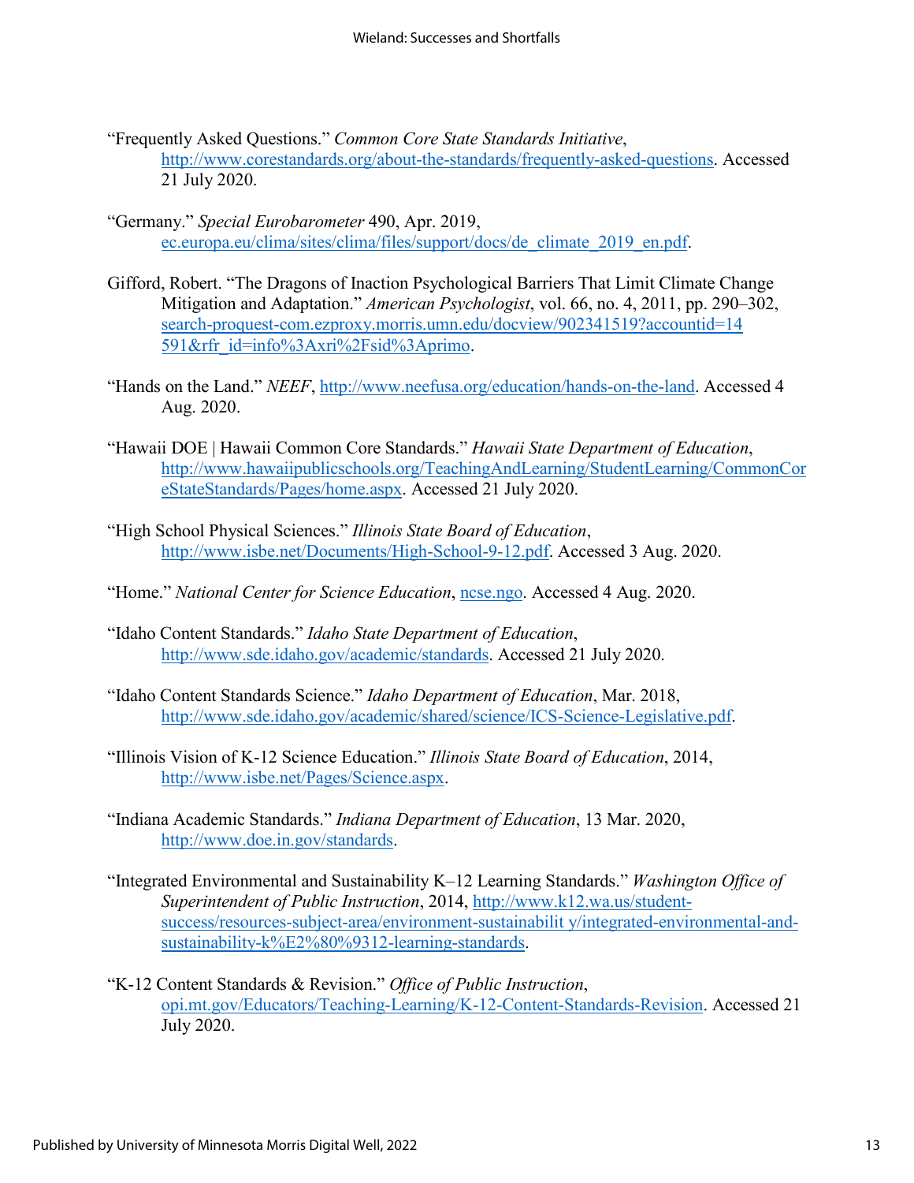"Frequently Asked Questions." *Common Core State Standards Initiative*, http://www.corestandards.org/about-the-standards/frequently-asked-questions. Accessed 21 July 2020.

"Germany." *Special Eurobarometer* 490, Apr. 2019, ec.europa.eu/clima/sites/clima/files/support/docs/de_climate_2019_en.pdf.

Gifford, Robert. "The Dragons of Inaction Psychological Barriers That Limit Climate Change Mitigation and Adaptation." *American Psychologist*, vol. 66, no. 4, 2011, pp. 290–302, search-proquest-com.ezproxy.morris.umn.edu/docview/902341519?accountid=14591&rfr_id=info%3Axri%2Fsid%3Aprimo.

"Hands on the Land." *NEEF*, http://www.neefusa.org/education/hands-on-the-land. Accessed 4 Aug. 2020.

"Hawaii DOE | Hawaii Common Core Standards." *Hawaii State Department of Education*, http://www.hawaiipublicschools.org/TeachingAndLearning/StudentLearning/CommonCoreStateStandards/Pages/home.aspx. Accessed 21 July 2020.

"High School Physical Sciences." *Illinois State Board of Education*, http://www.isbe.net/Documents/High-School-9-12.pdf. Accessed 3 Aug. 2020.

"Home." *National Center for Science Education*, ncse.ngo. Accessed 4 Aug. 2020.

"Idaho Content Standards." *Idaho State Department of Education*, http://www.sde.idaho.gov/academic/standards. Accessed 21 July 2020.

"Idaho Content Standards Science." *Idaho Department of Education*, Mar. 2018, http://www.sde.idaho.gov/academic/shared/science/ICS-Science-Legislative.pdf.

"Illinois Vision of K-12 Science Education." *Illinois State Board of Education*, 2014, http://www.isbe.net/Pages/Science.aspx.

"Indiana Academic Standards." *Indiana Department of Education*, 13 Mar. 2020, http://www.doe.in.gov/standards.

"Integrated Environmental and Sustainability K–12 Learning Standards." *Washington Office of Superintendent of Public Instruction*, 2014, http://www.k12.wa.us/student-success/resources-subject-area/environment-sustainabilit y/integrated-environmental-and-sustainability-k%E2%80%9312-learning-standards.

"K-12 Content Standards & Revision." *Office of Public Instruction*, opi.mt.gov/Educators/Teaching-Learning/K-12-Content-Standards-Revision. Accessed 21 July 2020.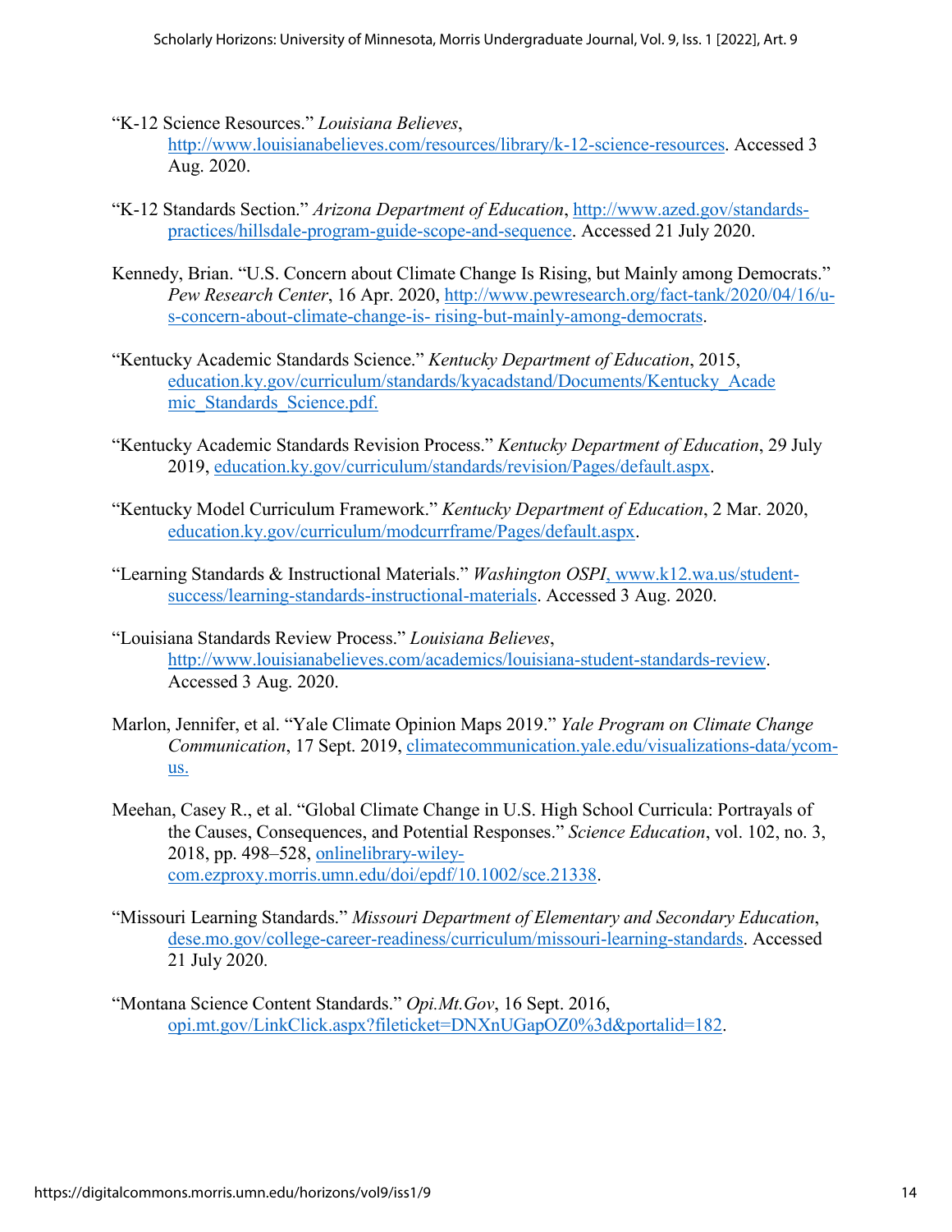"K-12 Science Resources." *Louisiana Believes*, http://www.louisianabelieves.com/resources/library/k-12-science-resources. Accessed 3 Aug. 2020.

"K-12 Standards Section." *Arizona Department of Education*, http://www.azed.gov/standards-practices/hillsdale-program-guide-scope-and-sequence. Accessed 21 July 2020.

Kennedy, Brian. "U.S. Concern about Climate Change Is Rising, but Mainly among Democrats." *Pew Research Center*, 16 Apr. 2020, http://www.pewresearch.org/fact-tank/2020/04/16/u-s-concern-about-climate-change-is- rising-but-mainly-among-democrats.

"Kentucky Academic Standards Science." *Kentucky Department of Education*, 2015, education.ky.gov/curriculum/standards/kyacadstand/Documents/Kentucky_Academic_Standards_Science.pdf.

"Kentucky Academic Standards Revision Process." *Kentucky Department of Education*, 29 July 2019, education.ky.gov/curriculum/standards/revision/Pages/default.aspx.

"Kentucky Model Curriculum Framework." *Kentucky Department of Education*, 2 Mar. 2020, education.ky.gov/curriculum/modcurrframe/Pages/default.aspx.

"Learning Standards & Instructional Materials." *Washington OSPI*, www.k12.wa.us/student-success/learning-standards-instructional-materials. Accessed 3 Aug. 2020.

"Louisiana Standards Review Process." *Louisiana Believes*, http://www.louisianabelieves.com/academics/louisiana-student-standards-review. Accessed 3 Aug. 2020.

Marlon, Jennifer, et al. "Yale Climate Opinion Maps 2019." *Yale Program on Climate Change Communication*, 17 Sept. 2019, climatecommunication.yale.edu/visualizations-data/ycom-us.

Meehan, Casey R., et al. "Global Climate Change in U.S. High School Curricula: Portrayals of the Causes, Consequences, and Potential Responses." *Science Education*, vol. 102, no. 3, 2018, pp. 498–528, onlinelibrary-wiley-com.ezproxy.morris.umn.edu/doi/epdf/10.1002/sce.21338.

"Missouri Learning Standards." *Missouri Department of Elementary and Secondary Education*, dese.mo.gov/college-career-readiness/curriculum/missouri-learning-standards. Accessed 21 July 2020.

"Montana Science Content Standards." *Opi.Mt.Gov*, 16 Sept. 2016, opi.mt.gov/LinkClick.aspx?fileticket=DNXnUGapOZ0%3d&portalid=182.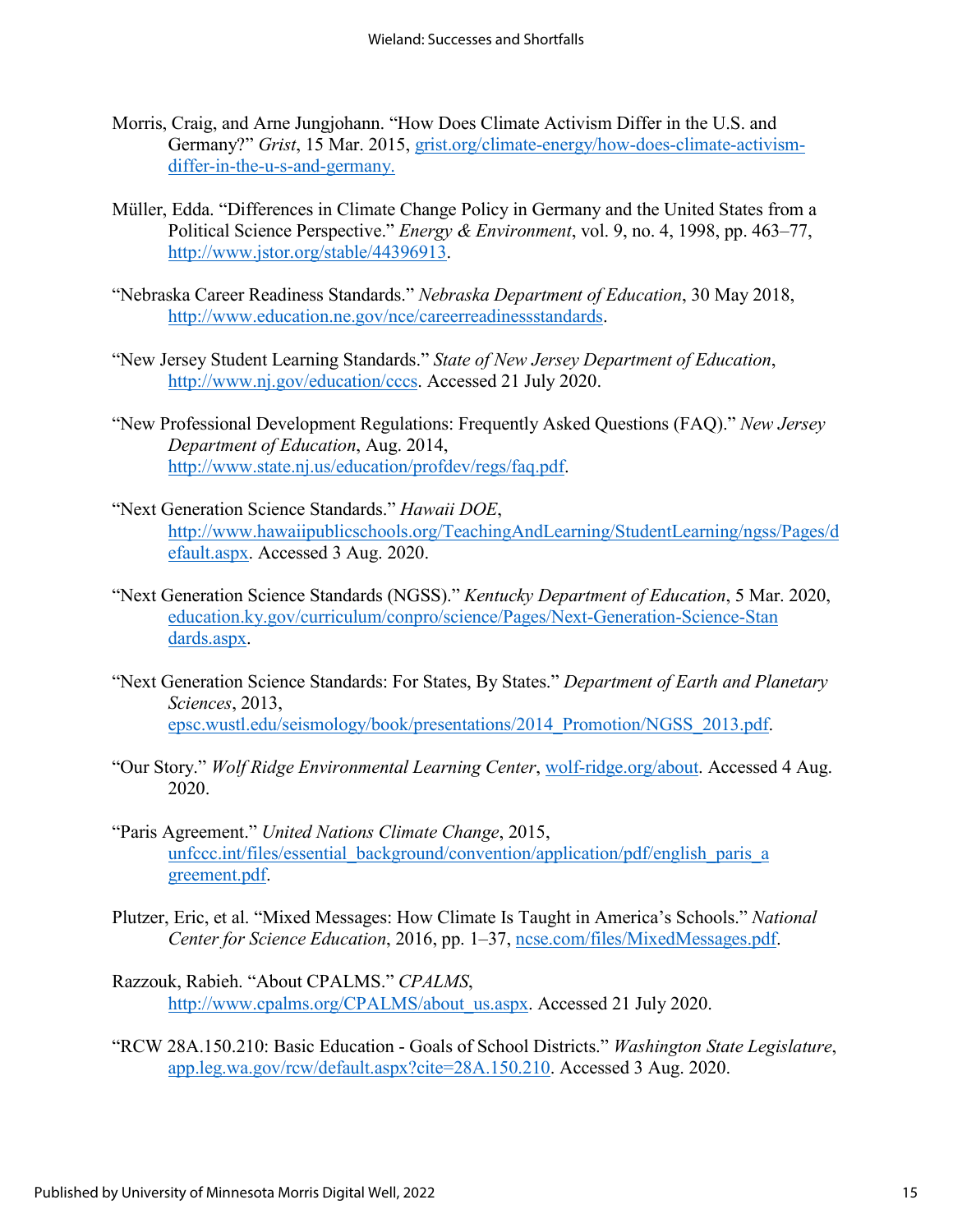Morris, Craig, and Arne Jungjohann. "How Does Climate Activism Differ in the U.S. and Germany?" *Grist*, 15 Mar. 2015, grist.org/climate-energy/how-does-climate-activism-differ-in-the-u-s-and-germany.

Müller, Edda. "Differences in Climate Change Policy in Germany and the United States from a Political Science Perspective." *Energy & Environment*, vol. 9, no. 4, 1998, pp. 463–77, http://www.jstor.org/stable/44396913.

"Nebraska Career Readiness Standards." *Nebraska Department of Education*, 30 May 2018, http://www.education.ne.gov/nce/careerreadinessstandards.

"New Jersey Student Learning Standards." *State of New Jersey Department of Education*, http://www.nj.gov/education/cccs. Accessed 21 July 2020.

"New Professional Development Regulations: Frequently Asked Questions (FAQ)." *New Jersey Department of Education*, Aug. 2014, http://www.state.nj.us/education/profdev/regs/faq.pdf.

"Next Generation Science Standards." *Hawaii DOE*, http://www.hawaiipublicschools.org/TeachingAndLearning/StudentLearning/ngss/Pages/default.aspx. Accessed 3 Aug. 2020.

"Next Generation Science Standards (NGSS)." *Kentucky Department of Education*, 5 Mar. 2020, education.ky.gov/curriculum/conpro/science/Pages/Next-Generation-Science-Standards.aspx.

"Next Generation Science Standards: For States, By States." *Department of Earth and Planetary Sciences*, 2013, epsc.wustl.edu/seismology/book/presentations/2014_Promotion/NGSS_2013.pdf.

"Our Story." *Wolf Ridge Environmental Learning Center*, wolf-ridge.org/about. Accessed 4 Aug. 2020.

"Paris Agreement." *United Nations Climate Change*, 2015, unfccc.int/files/essential_background/convention/application/pdf/english_paris_agreement.pdf.

Plutzer, Eric, et al. "Mixed Messages: How Climate Is Taught in America's Schools." *National Center for Science Education*, 2016, pp. 1–37, ncse.com/files/MixedMessages.pdf.

Razzouk, Rabieh. "About CPALMS." *CPALMS*, http://www.cpalms.org/CPALMS/about_us.aspx. Accessed 21 July 2020.

"RCW 28A.150.210: Basic Education - Goals of School Districts." *Washington State Legislature*, app.leg.wa.gov/rcw/default.aspx?cite=28A.150.210. Accessed 3 Aug. 2020.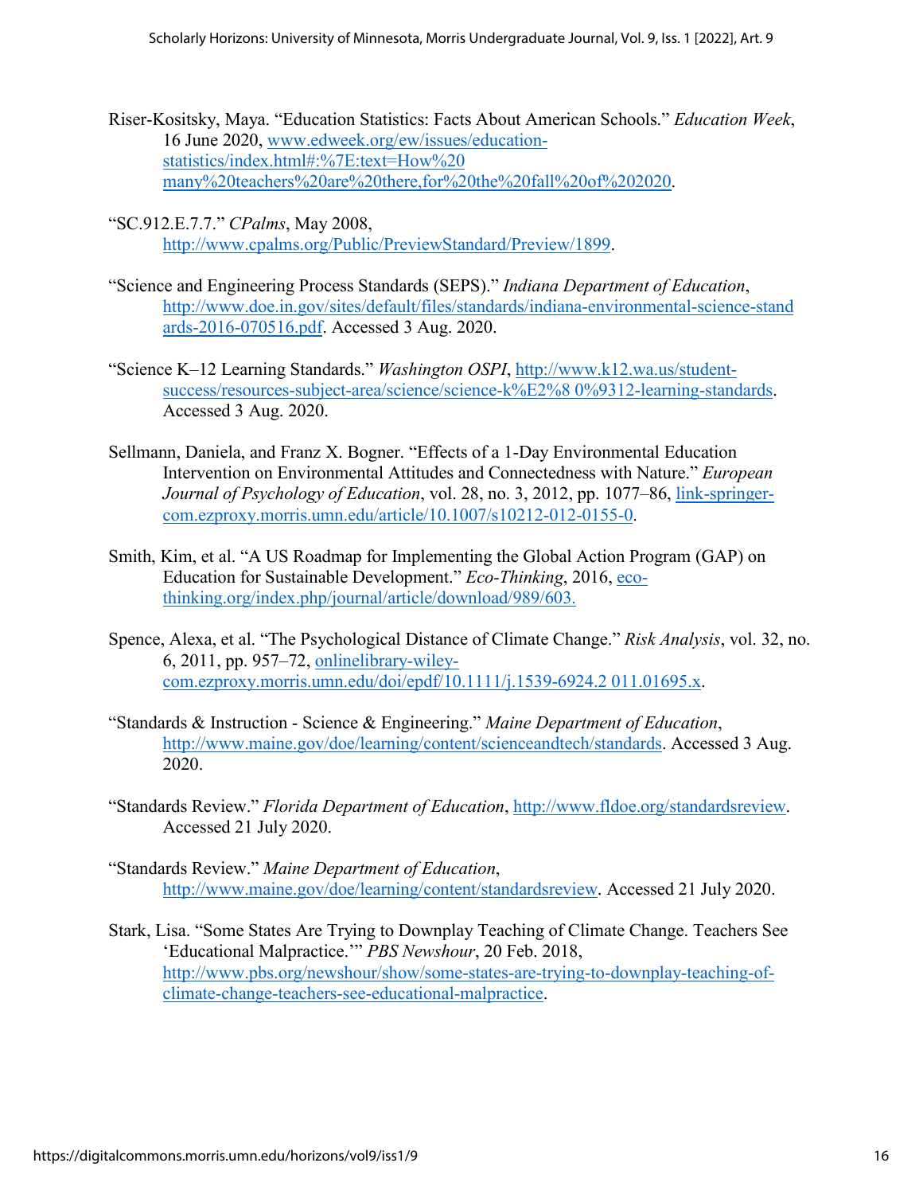Riser-Kositsky, Maya. "Education Statistics: Facts About American Schools." *Education Week*, 16 June 2020, www.edweek.org/ew/issues/education-statistics/index.html#:%7E:text=How%20 many%20teachers%20are%20there,for%20the%20fall%20of%202020.

"SC.912.E.7.7." *CPalms*, May 2008, http://www.cpalms.org/Public/PreviewStandard/Preview/1899.

"Science and Engineering Process Standards (SEPS)." *Indiana Department of Education*, http://www.doe.in.gov/sites/default/files/standards/indiana-environmental-science-standards-2016-070516.pdf. Accessed 3 Aug. 2020.

"Science K–12 Learning Standards." *Washington OSPI*, http://www.k12.wa.us/student-success/resources-subject-area/science/science-k%E2%8 0%9312-learning-standards. Accessed 3 Aug. 2020.

Sellmann, Daniela, and Franz X. Bogner. "Effects of a 1-Day Environmental Education Intervention on Environmental Attitudes and Connectedness with Nature." *European Journal of Psychology of Education*, vol. 28, no. 3, 2012, pp. 1077–86, link-springer-com.ezproxy.morris.umn.edu/article/10.1007/s10212-012-0155-0.

Smith, Kim, et al. "A US Roadmap for Implementing the Global Action Program (GAP) on Education for Sustainable Development." *Eco-Thinking*, 2016, eco-thinking.org/index.php/journal/article/download/989/603.

Spence, Alexa, et al. "The Psychological Distance of Climate Change." *Risk Analysis*, vol. 32, no. 6, 2011, pp. 957–72, onlinelibrary-wiley-com.ezproxy.morris.umn.edu/doi/epdf/10.1111/j.1539-6924.2 011.01695.x.

"Standards & Instruction - Science & Engineering." *Maine Department of Education*, http://www.maine.gov/doe/learning/content/scienceandtech/standards. Accessed 3 Aug. 2020.

"Standards Review." *Florida Department of Education*, http://www.fldoe.org/standardsreview. Accessed 21 July 2020.

"Standards Review." *Maine Department of Education*, http://www.maine.gov/doe/learning/content/standardsreview. Accessed 21 July 2020.

Stark, Lisa. "Some States Are Trying to Downplay Teaching of Climate Change. Teachers See 'Educational Malpractice.'" *PBS Newshour*, 20 Feb. 2018, http://www.pbs.org/newshour/show/some-states-are-trying-to-downplay-teaching-of-climate-change-teachers-see-educational-malpractice.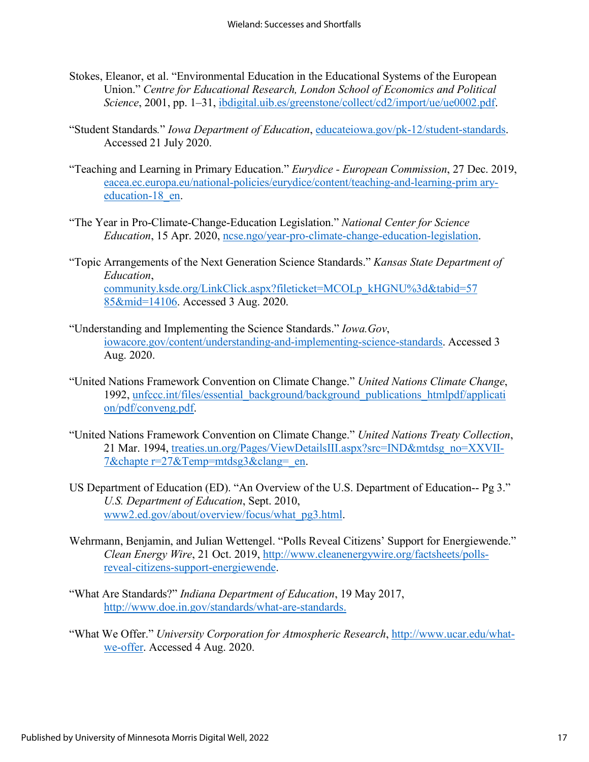Stokes, Eleanor, et al. "Environmental Education in the Educational Systems of the European Union." *Centre for Educational Research, London School of Economics and Political Science*, 2001, pp. 1–31, ibdigital.uib.es/greenstone/collect/cd2/import/ue/ue0002.pdf.

"Student Standards." *Iowa Department of Education*, educateiowa.gov/pk-12/student-standards. Accessed 21 July 2020.

"Teaching and Learning in Primary Education." *Eurydice - European Commission*, 27 Dec. 2019, eacea.ec.europa.eu/national-policies/eurydice/content/teaching-and-learning-prim ary-education-18_en.

"The Year in Pro-Climate-Change-Education Legislation." *National Center for Science Education*, 15 Apr. 2020, ncse.ngo/year-pro-climate-change-education-legislation.

"Topic Arrangements of the Next Generation Science Standards." *Kansas State Department of Education*, community.ksde.org/LinkClick.aspx?fileticket=MCOLp_kHGNU%3d&tabid=5785&mid=14106. Accessed 3 Aug. 2020.

"Understanding and Implementing the Science Standards." *Iowa.Gov*, iowacore.gov/content/understanding-and-implementing-science-standards. Accessed 3 Aug. 2020.

"United Nations Framework Convention on Climate Change." *United Nations Climate Change*, 1992, unfccc.int/files/essential_background/background_publications_htmlpdf/application/pdf/conveng.pdf.

"United Nations Framework Convention on Climate Change." *United Nations Treaty Collection*, 21 Mar. 1994, treaties.un.org/Pages/ViewDetailsIII.aspx?src=IND&mtdsg_no=XXVII-7&chapte r=27&Temp=mtdsg3&clang=_en.

US Department of Education (ED). "An Overview of the U.S. Department of Education-- Pg 3." *U.S. Department of Education*, Sept. 2010, www2.ed.gov/about/overview/focus/what_pg3.html.

Wehrmann, Benjamin, and Julian Wettengel. "Polls Reveal Citizens' Support for Energiewende." *Clean Energy Wire*, 21 Oct. 2019, http://www.cleanenergywire.org/factsheets/polls-reveal-citizens-support-energiewende.

"What Are Standards?" *Indiana Department of Education*, 19 May 2017, http://www.doe.in.gov/standards/what-are-standards.

"What We Offer." *University Corporation for Atmospheric Research*, http://www.ucar.edu/what-we-offer. Accessed 4 Aug. 2020.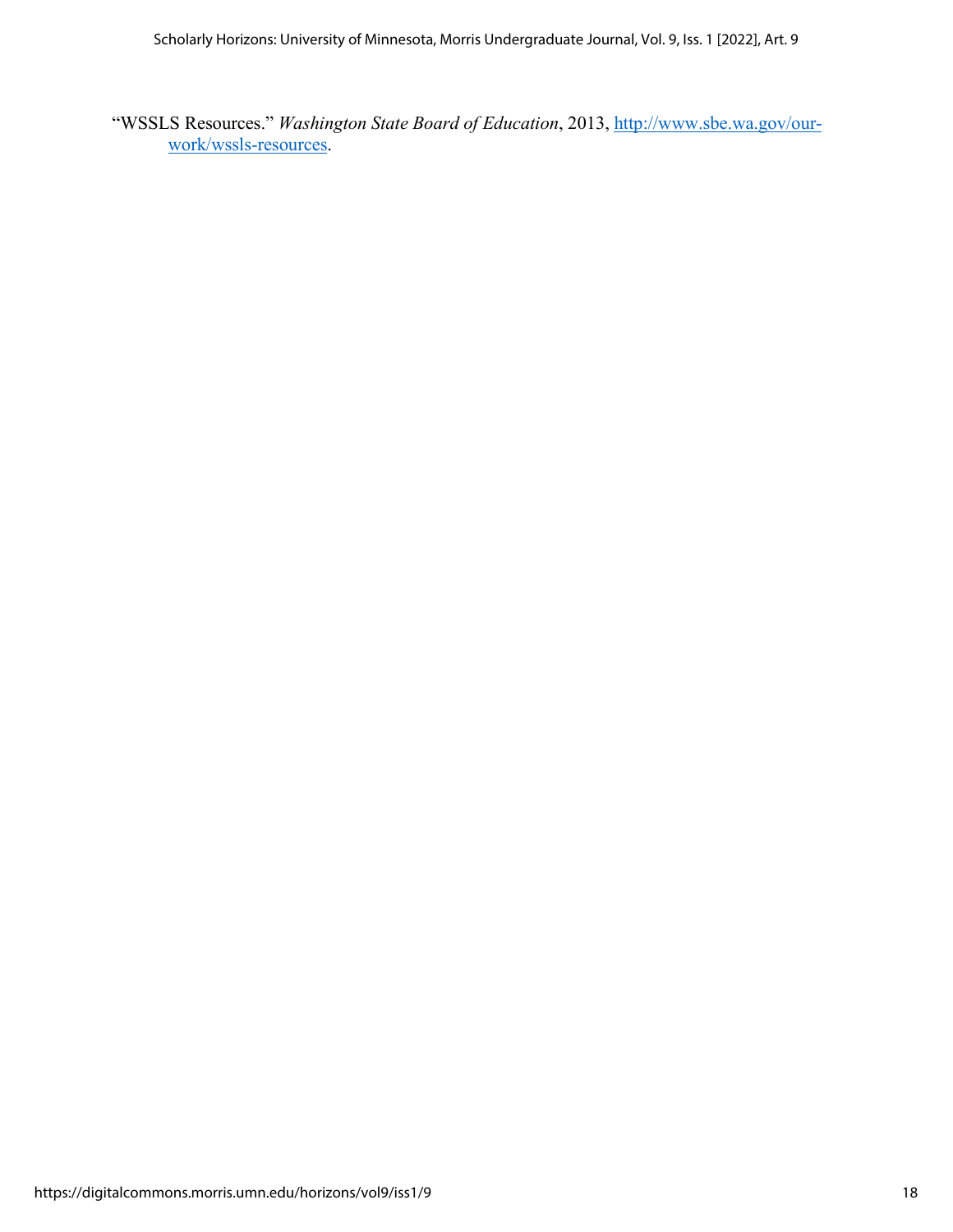"WSSLS Resources." *Washington State Board of Education*, 2013, http://www.sbe.wa.gov/our-work/wssls-resources.